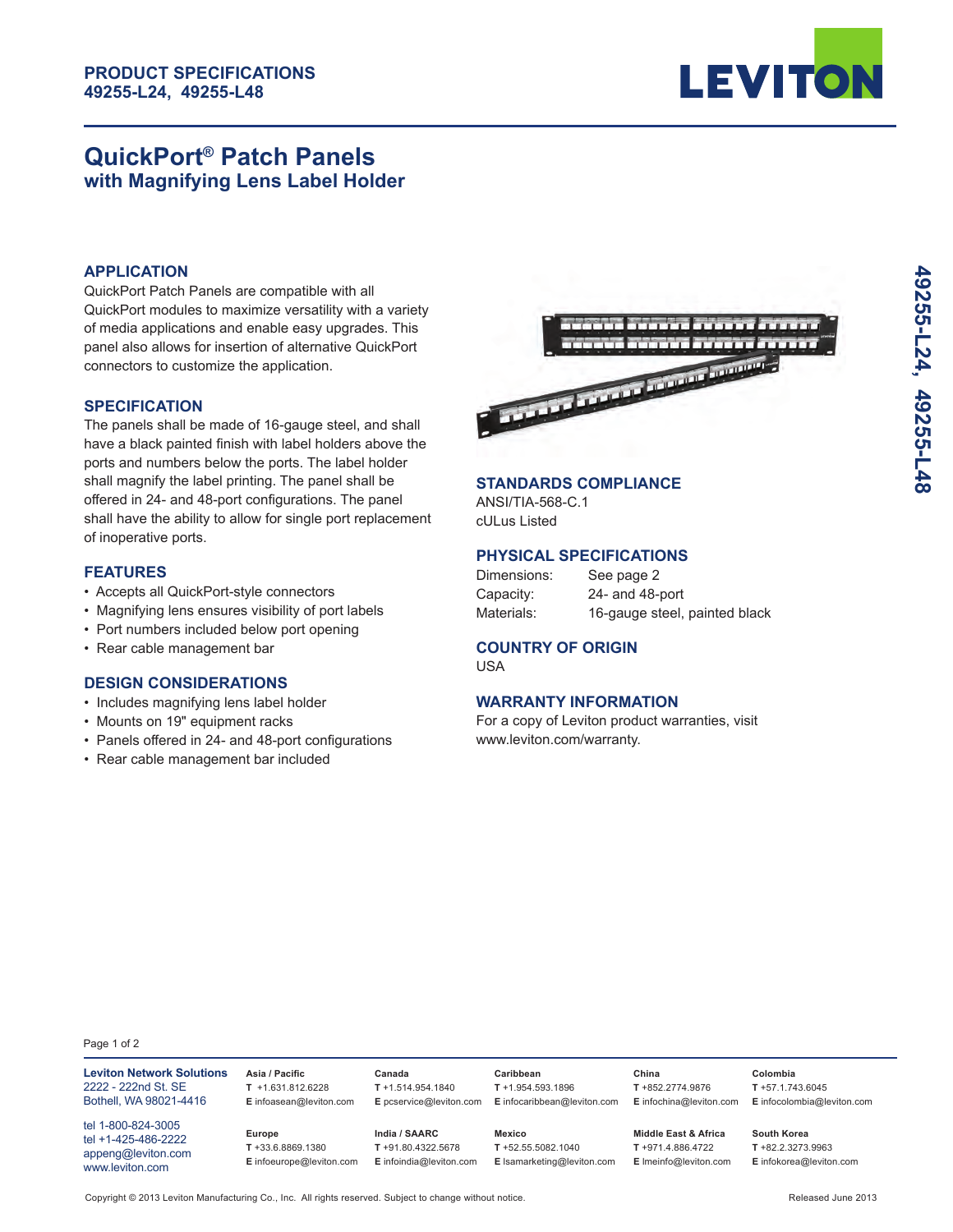**PRODUCT SPECIFICATIONS**
**49255-L24, 49255-L48**

# QuickPort® Patch Panels
## with Magnifying Lens Label Holder

### APPLICATION

QuickPort Patch Panels are compatible with all QuickPort modules to maximize versatility with a variety of media applications and enable easy upgrades. This panel also allows for insertion of alternative QuickPort connectors to customize the application.

### SPECIFICATION

The panels shall be made of 16-gauge steel, and shall have a black painted finish with label holders above the ports and numbers below the ports. The label holder shall magnify the label printing. The panel shall be offered in 24- and 48-port configurations. The panel shall have the ability to allow for single port replacement of inoperative ports.

### FEATURES

- Accepts all QuickPort-style connectors
- Magnifying lens ensures visibility of port labels
- Port numbers included below port opening
- Rear cable management bar

### DESIGN CONSIDERATIONS

- Includes magnifying lens label holder
- Mounts on 19" equipment racks
- Panels offered in 24- and 48-port configurations
- Rear cable management bar included

### STANDARDS COMPLIANCE

ANSI/TIA-568-C.1
cULus Listed

### PHYSICAL SPECIFICATIONS

| | |
|---|---|
| Dimensions: | See page 2 |
| Capacity: | 24- and 48-port |
| Materials: | 16-gauge steel, painted black |

### COUNTRY OF ORIGIN

USA

### WARRANTY INFORMATION

For a copy of Leviton product warranties, visit www.leviton.com/warranty.

**Leviton Network Solutions**
2222 - 222nd St. SE
Bothell, WA 98021-4416

tel 1-800-824-3005
tel +1-425-486-2222
appeng@leviton.com
www.leviton.com

| Region | Telephone | Email |
|---|---|---|
| Asia / Pacific | +1.631.812.6228 | infoasean@leviton.com |
| Canada | +1.514.954.1840 | pcservice@leviton.com |
| Caribbean | +1.954.593.1896 | infocaribbean@leviton.com |
| China | +852.2774.9876 | infochina@leviton.com |
| Colombia | +57.1.743.6045 | infocolombia@leviton.com |
| Europe | +33.6.8869.1380 | infoeurope@leviton.com |
| India / SAARC | +91.80.4322.5678 | infoindia@leviton.com |
| Mexico | +52.55.5082.1040 | lsamarketing@leviton.com |
| Middle East & Africa | +971.4.886.4722 | lmeinfo@leviton.com |
| South Korea | +82.2.3273.9963 | infokorea@leviton.com |

Copyright © 2013 Leviton Manufacturing Co., Inc. All rights reserved. Subject to change without notice.

Released June 2013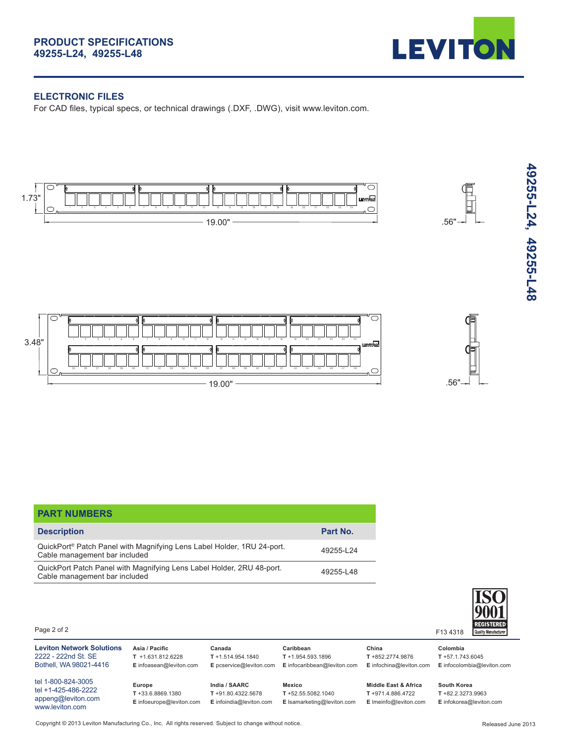## PRODUCT SPECIFICATIONS
## 49255-L24, 49255-L48

### ELECTRONIC FILES

For CAD files, typical specs, or technical drawings (.DXF, .DWG), visit www.leviton.com.

1.73"

19.00"

.56"

3.48"

19.00"

.56"

### PART NUMBERS

| Description | Part No. |
| --- | --- |
| QuickPort® Patch Panel with Magnifying Lens Label Holder, 1RU 24-port. Cable management bar included | 49255-L24 |
| QuickPort Patch Panel with Magnifying Lens Label Holder, 2RU 48-port. Cable management bar included | 49255-L48 |

F13 4318

**Leviton Network Solutions**
2222 - 222nd St. SE
Bothell, WA 98021-4416

tel 1-800-824-3005
tel +1-425-486-2222
appeng@leviton.com
www.leviton.com

**Asia / Pacific**
T +1.631.812.6228
E infoasean@leviton.com

**Canada**
T +1.514.954.1840
E pcservice@leviton.com

**Caribbean**
T +1.954.593.1896
E infocaribbean@leviton.com

**China**
T +852.2774.9876
E infochina@leviton.com

**Colombia**
T +57.1.743.6045
E infocolombia@leviton.com

**Europe**
T +33.6.8869.1380
E infoeurope@leviton.com

**India / SAARC**
T +91.80.4322.5678
E infoindia@leviton.com

**Mexico**
T +52.55.5082.1040
E lsamarketing@leviton.com

**Middle East & Africa**
T +971.4.886.4722
E lmeinfo@leviton.com

**South Korea**
T +82.2.3273.9963
E infokorea@leviton.com

Copyright © 2013 Leviton Manufacturing Co., Inc. All rights reserved. Subject to change without notice.

Released June 2013